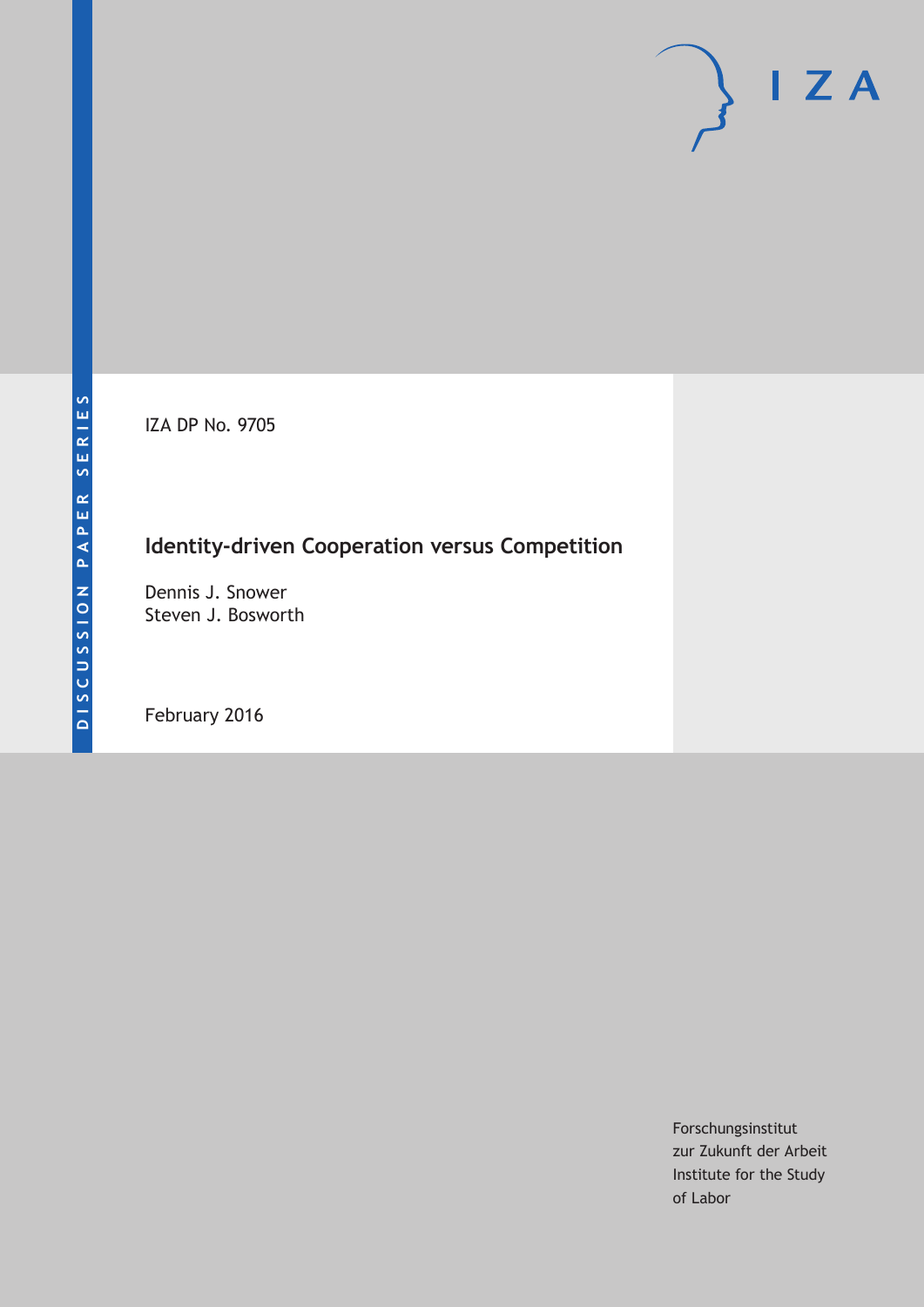DISCUSSION PAPER SERIES

IZA DP No. 9705

# Identity-driven Cooperation versus Competition

Dennis J. Snower
Steven J. Bosworth

February 2016

Forschungsinstitut
zur Zukunft der Arbeit
Institute for the Study
of Labor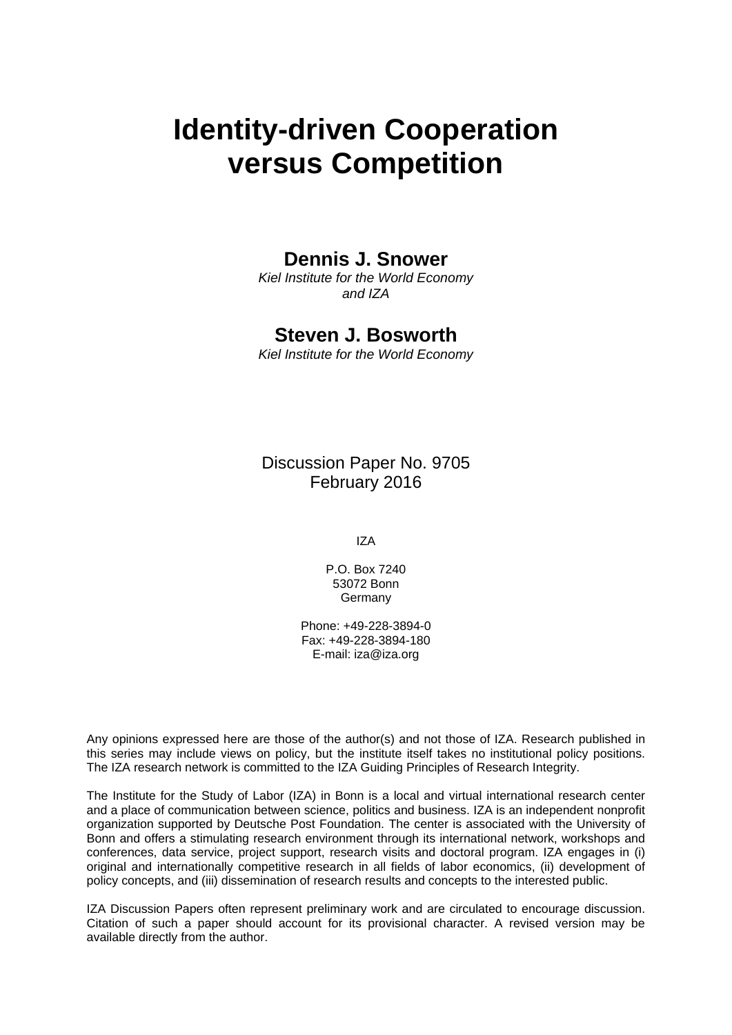# Identity-driven Cooperation versus Competition

**Dennis J. Snower**

*Kiel Institute for the World Economy and IZA*

**Steven J. Bosworth**

*Kiel Institute for the World Economy*

Discussion Paper No. 9705
February 2016

IZA

P.O. Box 7240
53072 Bonn
Germany

Phone: +49-228-3894-0
Fax: +49-228-3894-180
E-mail: iza@iza.org

Any opinions expressed here are those of the author(s) and not those of IZA. Research published in this series may include views on policy, but the institute itself takes no institutional policy positions. The IZA research network is committed to the IZA Guiding Principles of Research Integrity.

The Institute for the Study of Labor (IZA) in Bonn is a local and virtual international research center and a place of communication between science, politics and business. IZA is an independent nonprofit organization supported by Deutsche Post Foundation. The center is associated with the University of Bonn and offers a stimulating research environment through its international network, workshops and conferences, data service, project support, research visits and doctoral program. IZA engages in (i) original and internationally competitive research in all fields of labor economics, (ii) development of policy concepts, and (iii) dissemination of research results and concepts to the interested public.

IZA Discussion Papers often represent preliminary work and are circulated to encourage discussion. Citation of such a paper should account for its provisional character. A revised version may be available directly from the author.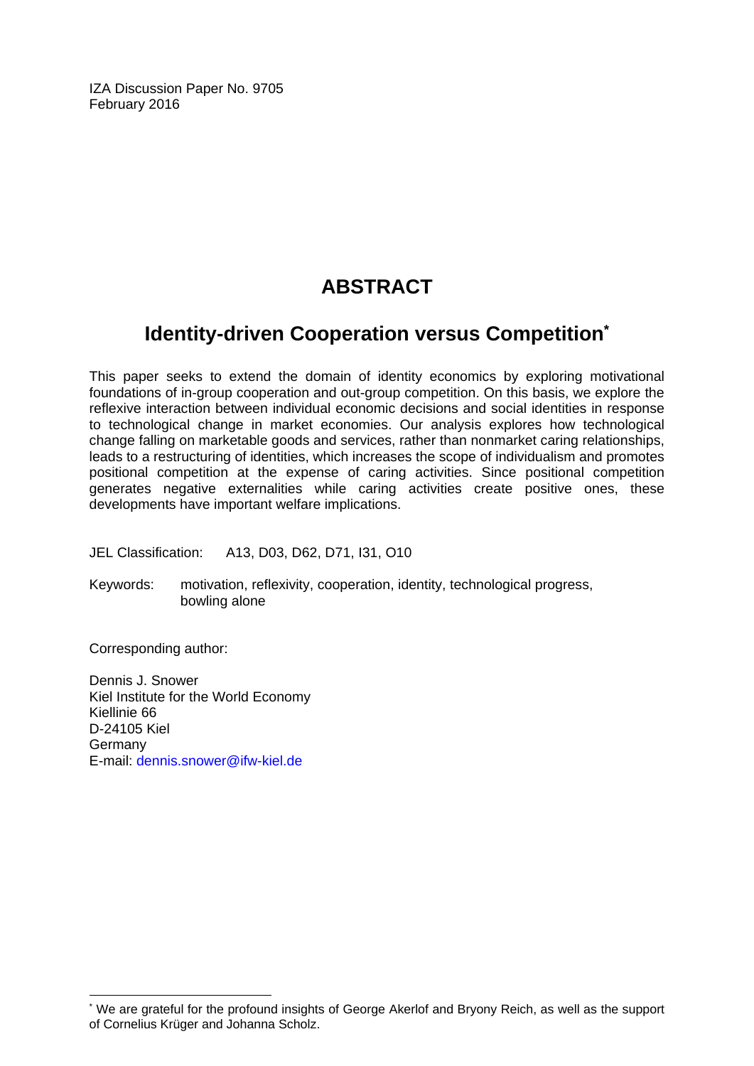IZA Discussion Paper No. 9705
February 2016

# ABSTRACT

## Identity-driven Cooperation versus Competition*

This paper seeks to extend the domain of identity economics by exploring motivational foundations of in-group cooperation and out-group competition. On this basis, we explore the reflexive interaction between individual economic decisions and social identities in response to technological change in market economies. Our analysis explores how technological change falling on marketable goods and services, rather than nonmarket caring relationships, leads to a restructuring of identities, which increases the scope of individualism and promotes positional competition at the expense of caring activities. Since positional competition generates negative externalities while caring activities create positive ones, these developments have important welfare implications.

JEL Classification: A13, D03, D62, D71, I31, O10

Keywords: motivation, reflexivity, cooperation, identity, technological progress, bowling alone

Corresponding author:

Dennis J. Snower
Kiel Institute for the World Economy
Kiellinie 66
D-24105 Kiel
Germany
E-mail: dennis.snower@ifw-kiel.de

---

* We are grateful for the profound insights of George Akerlof and Bryony Reich, as well as the support of Cornelius Krüger and Johanna Scholz.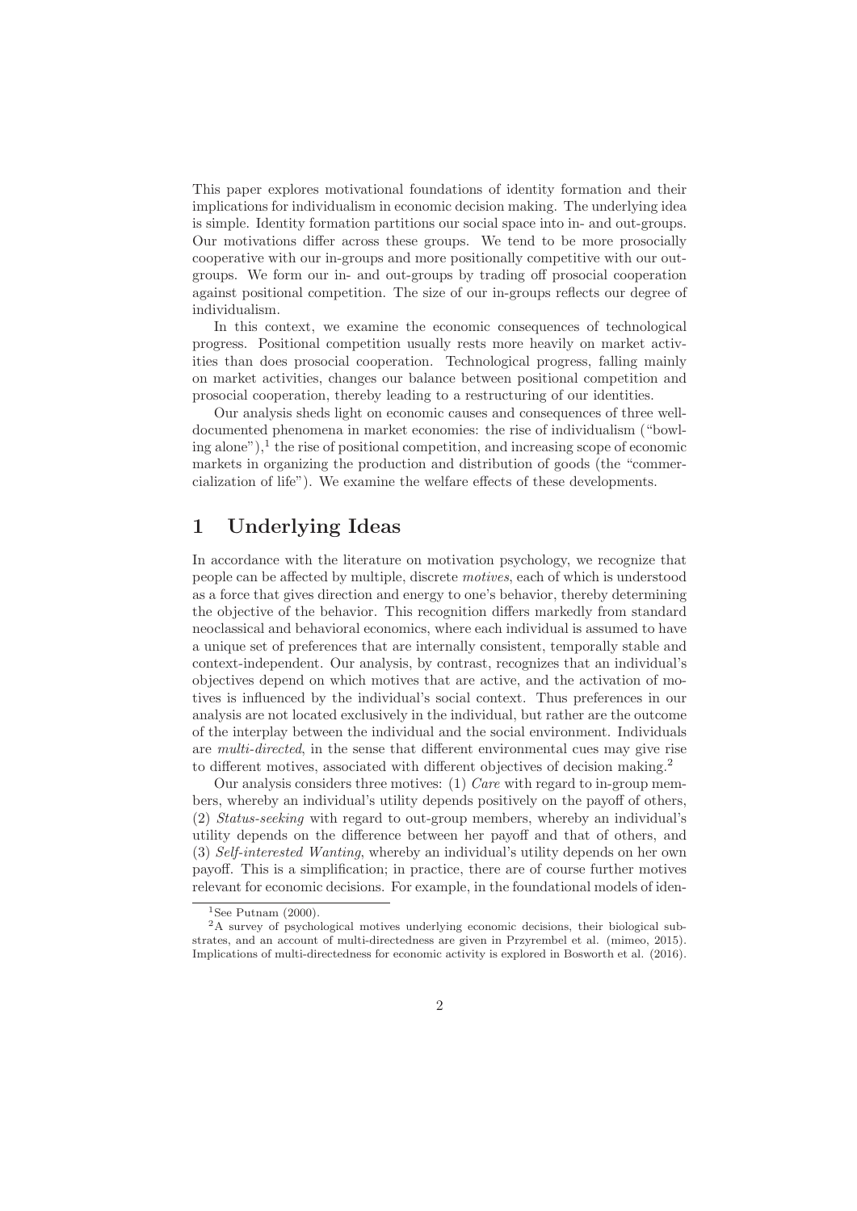This paper explores motivational foundations of identity formation and their implications for individualism in economic decision making. The underlying idea is simple. Identity formation partitions our social space into in- and out-groups. Our motivations differ across these groups. We tend to be more prosocially cooperative with our in-groups and more positionally competitive with our out-groups. We form our in- and out-groups by trading off prosocial cooperation against positional competition. The size of our in-groups reflects our degree of individualism.

In this context, we examine the economic consequences of technological progress. Positional competition usually rests more heavily on market activities than does prosocial cooperation. Technological progress, falling mainly on market activities, changes our balance between positional competition and prosocial cooperation, thereby leading to a restructuring of our identities.

Our analysis sheds light on economic causes and consequences of three well-documented phenomena in market economies: the rise of individualism ("bowling alone"),[1] the rise of positional competition, and increasing scope of economic markets in organizing the production and distribution of goods (the "commercialization of life"). We examine the welfare effects of these developments.

# 1 Underlying Ideas

In accordance with the literature on motivation psychology, we recognize that people can be affected by multiple, discrete *motives*, each of which is understood as a force that gives direction and energy to one's behavior, thereby determining the objective of the behavior. This recognition differs markedly from standard neoclassical and behavioral economics, where each individual is assumed to have a unique set of preferences that are internally consistent, temporally stable and context-independent. Our analysis, by contrast, recognizes that an individual's objectives depend on which motives that are active, and the activation of motives is influenced by the individual's social context. Thus preferences in our analysis are not located exclusively in the individual, but rather are the outcome of the interplay between the individual and the social environment. Individuals are *multi-directed*, in the sense that different environmental cues may give rise to different motives, associated with different objectives of decision making.[2]

Our analysis considers three motives: (1) *Care* with regard to in-group members, whereby an individual's utility depends positively on the payoff of others, (2) *Status-seeking* with regard to out-group members, whereby an individual's utility depends on the difference between her payoff and that of others, and (3) *Self-interested Wanting*, whereby an individual's utility depends on her own payoff. This is a simplification; in practice, there are of course further motives relevant for economic decisions. For example, in the foundational models of iden-

[1] See Putnam (2000).

[2] A survey of psychological motives underlying economic decisions, their biological substrates, and an account of multi-directedness are given in Przyrembel et al. (mimeo, 2015). Implications of multi-directedness for economic activity is explored in Bosworth et al. (2016).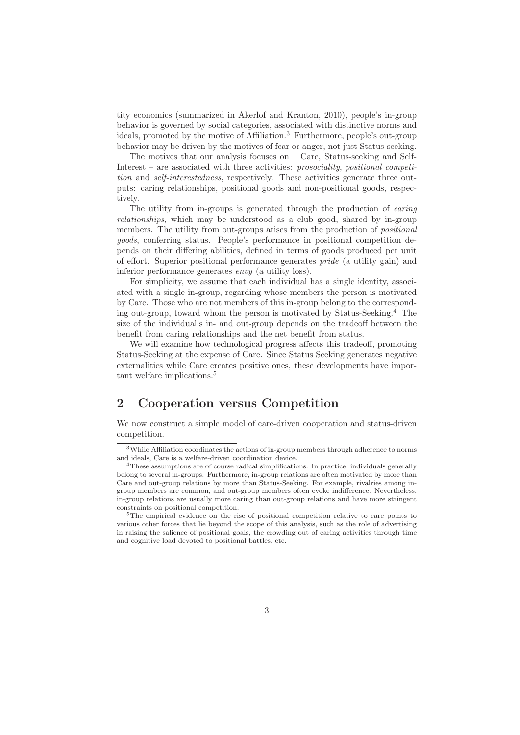tity economics (summarized in Akerlof and Kranton, 2010), people's in-group behavior is governed by social categories, associated with distinctive norms and ideals, promoted by the motive of Affiliation.[3] Furthermore, people's out-group behavior may be driven by the motives of fear or anger, not just Status-seeking.

The motives that our analysis focuses on – Care, Status-seeking and Self-Interest – are associated with three activities: *prosociality*, *positional competition* and *self-interestedness*, respectively. These activities generate three outputs: caring relationships, positional goods and non-positional goods, respectively.

The utility from in-groups is generated through the production of *caring relationships*, which may be understood as a club good, shared by in-group members. The utility from out-groups arises from the production of *positional goods*, conferring status. People's performance in positional competition depends on their differing abilities, defined in terms of goods produced per unit of effort. Superior positional performance generates *pride* (a utility gain) and inferior performance generates *envy* (a utility loss).

For simplicity, we assume that each individual has a single identity, associated with a single in-group, regarding whose members the person is motivated by Care. Those who are not members of this in-group belong to the corresponding out-group, toward whom the person is motivated by Status-Seeking.[4] The size of the individual's in- and out-group depends on the tradeoff between the benefit from caring relationships and the net benefit from status.

We will examine how technological progress affects this tradeoff, promoting Status-Seeking at the expense of Care. Since Status Seeking generates negative externalities while Care creates positive ones, these developments have important welfare implications.[5]

## 2 Cooperation versus Competition

We now construct a simple model of care-driven cooperation and status-driven competition.

---

[3] While Affiliation coordinates the actions of in-group members through adherence to norms and ideals, Care is a welfare-driven coordination device.

[4] These assumptions are of course radical simplifications. In practice, individuals generally belong to several in-groups. Furthermore, in-group relations are often motivated by more than Care and out-group relations by more than Status-Seeking. For example, rivalries among in-group members are common, and out-group members often evoke indifference. Nevertheless, in-group relations are usually more caring than out-group relations and have more stringent constraints on positional competition.

[5] The empirical evidence on the rise of positional competition relative to care points to various other forces that lie beyond the scope of this analysis, such as the role of advertising in raising the salience of positional goals, the crowding out of caring activities through time and cognitive load devoted to positional battles, etc.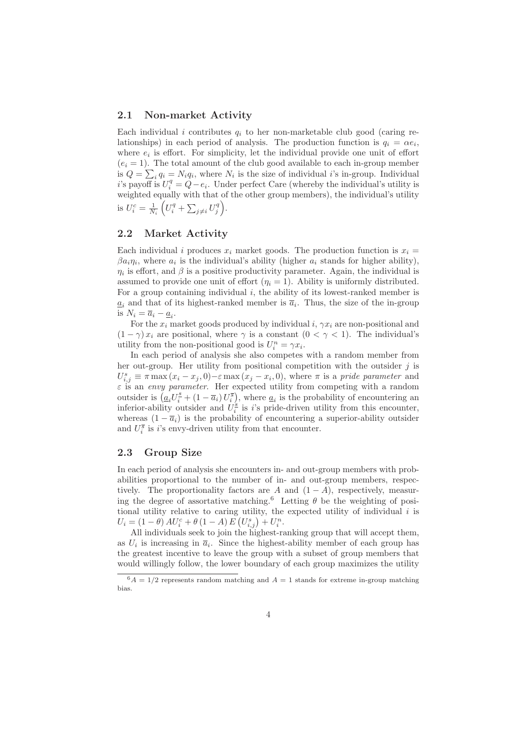### 2.1 Non-market Activity

Each individual $i$ contributes $q_i$ to her non-marketable club good (caring relationships) in each period of analysis. The production function is $q_i = \alpha e_i$, where $e_i$ is effort. For simplicity, let the individual provide one unit of effort ($e_i = 1$). The total amount of the club good available to each in-group member is $Q = \sum_i q_i = N_i q_i$, where $N_i$ is the size of individual $i$'s in-group. Individual $i$'s payoff is $U_i^q = Q - e_i$. Under perfect Care (whereby the individual's utility is weighted equally with that of the other group members), the individual's utility is $U_i^c = \frac{1}{N_i}\left(U_i^q + \sum_{j \neq i} U_j^q\right)$.

### 2.2 Market Activity

Each individual $i$ produces $x_i$ market goods. The production function is $x_i = \beta a_i \eta_i$, where $a_i$ is the individual's ability (higher $a_i$ stands for higher ability), $\eta_i$ is effort, and $\beta$ is a positive productivity parameter. Again, the individual is assumed to provide one unit of effort ($\eta_i = 1$). Ability is uniformly distributed. For a group containing individual $i$, the ability of its lowest-ranked member is $\underline{a}_i$ and that of its highest-ranked member is $\overline{a}_i$. Thus, the size of the in-group is $N_i = \overline{a}_i - \underline{a}_i$.

For the $x_i$ market goods produced by individual $i$, $\gamma x_i$ are non-positional and $(1-\gamma)x_i$ are positional, where $\gamma$ is a constant ($0 < \gamma < 1$). The individual's utility from the non-positional good is $U_i^n = \gamma x_i$.

In each period of analysis she also competes with a random member from her out-group. Her utility from positional competition with the outsider $j$ is $U_{i,j}^s \equiv \pi \max(x_i - x_j, 0) - \varepsilon \max(x_j - x_i, 0)$, where $\pi$ is a *pride parameter* and $\varepsilon$ is an *envy parameter*. Her expected utility from competing with a random outsider is $\left(\underline{a}_i U_i^{\underline{s}} + (1 - \overline{a}_i) U_i^{\overline{s}}\right)$, where $\underline{a}_i$ is the probability of encountering an inferior-ability outsider and $U_i^{\underline{s}}$ is $i$'s pride-driven utility from this encounter, whereas $(1 - \overline{a}_i)$ is the probability of encountering a superior-ability outsider and $U_i^{\overline{s}}$ is $i$'s envy-driven utility from that encounter.

### 2.3 Group Size

In each period of analysis she encounters in- and out-group members with probabilities proportional to the number of in- and out-group members, respectively. The proportionality factors are $A$ and $(1 - A)$, respectively, measuring the degree of assortative matching.[6] Letting $\theta$ be the weighting of positional utility relative to caring utility, the expected utility of individual $i$ is $U_i = (1-\theta) A U_i^c + \theta (1 - A) E\left(U_{i,j}^s\right) + U_i^n$.

All individuals seek to join the highest-ranking group that will accept them, as $U_i$ is increasing in $\overline{a}_i$. Since the highest-ability member of each group has the greatest incentive to leave the group with a subset of group members that would willingly follow, the lower boundary of each group maximizes the utility

---

[6] $A = 1/2$ represents random matching and $A = 1$ stands for extreme in-group matching bias.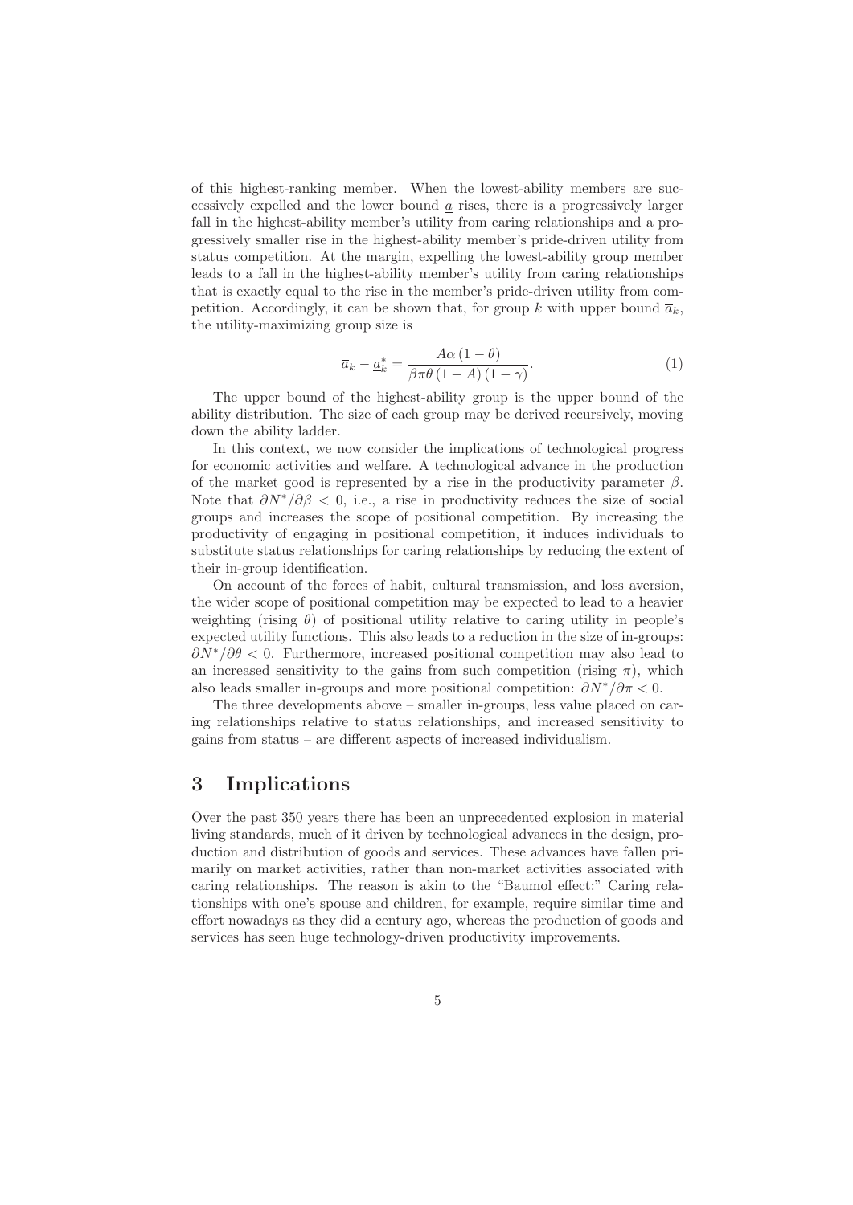of this highest-ranking member. When the lowest-ability members are successively expelled and the lower bound $\underline{a}$ rises, there is a progressively larger fall in the highest-ability member's utility from caring relationships and a progressively smaller rise in the highest-ability member's pride-driven utility from status competition. At the margin, expelling the lowest-ability group member leads to a fall in the highest-ability member's utility from caring relationships that is exactly equal to the rise in the member's pride-driven utility from competition. Accordingly, it can be shown that, for group $k$ with upper bound $\overline{a}_k$, the utility-maximizing group size is

$$\overline{a}_k - \underline{a}_k^* = \frac{A\alpha\,(1-\theta)}{\beta\pi\theta\,(1-A)\,(1-\gamma)}. \tag{1}$$

The upper bound of the highest-ability group is the upper bound of the ability distribution. The size of each group may be derived recursively, moving down the ability ladder.

In this context, we now consider the implications of technological progress for economic activities and welfare. A technological advance in the production of the market good is represented by a rise in the productivity parameter $\beta$. Note that $\partial N^*/\partial\beta < 0$, i.e., a rise in productivity reduces the size of social groups and increases the scope of positional competition. By increasing the productivity of engaging in positional competition, it induces individuals to substitute status relationships for caring relationships by reducing the extent of their in-group identification.

On account of the forces of habit, cultural transmission, and loss aversion, the wider scope of positional competition may be expected to lead to a heavier weighting (rising $\theta$) of positional utility relative to caring utility in people's expected utility functions. This also leads to a reduction in the size of in-groups: $\partial N^*/\partial\theta < 0$. Furthermore, increased positional competition may also lead to an increased sensitivity to the gains from such competition (rising $\pi$), which also leads smaller in-groups and more positional competition: $\partial N^*/\partial\pi < 0$.

The three developments above – smaller in-groups, less value placed on caring relationships relative to status relationships, and increased sensitivity to gains from status – are different aspects of increased individualism.

# 3 Implications

Over the past 350 years there has been an unprecedented explosion in material living standards, much of it driven by technological advances in the design, production and distribution of goods and services. These advances have fallen primarily on market activities, rather than non-market activities associated with caring relationships. The reason is akin to the "Baumol effect:" Caring relationships with one's spouse and children, for example, require similar time and effort nowadays as they did a century ago, whereas the production of goods and services has seen huge technology-driven productivity improvements.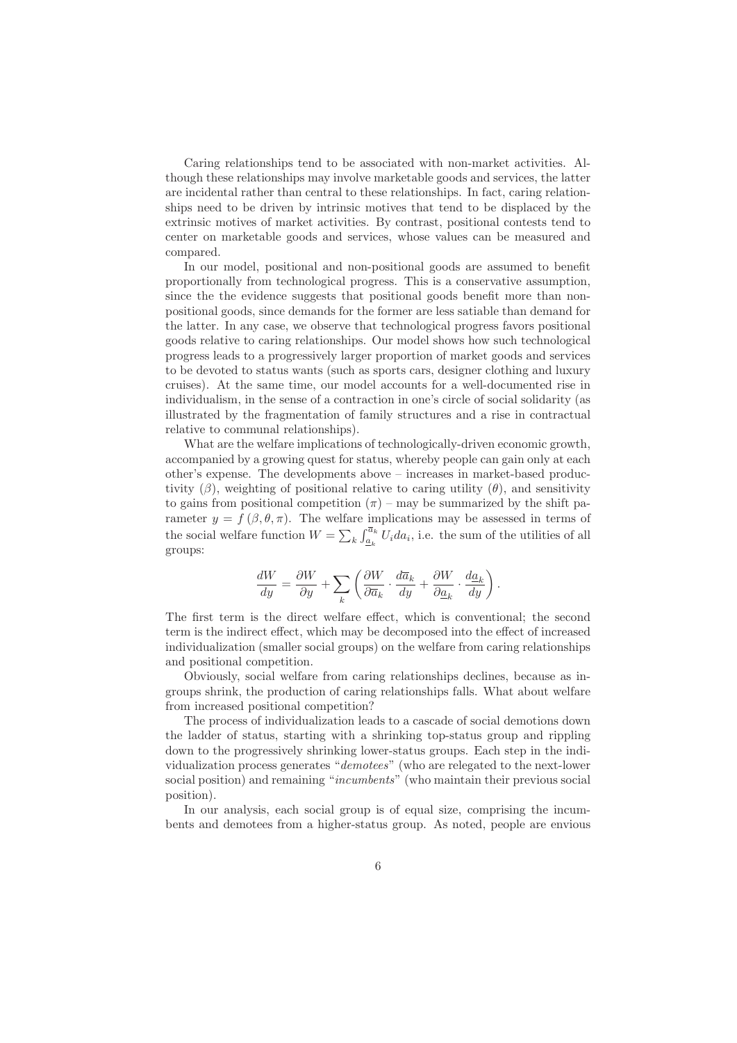Caring relationships tend to be associated with non-market activities. Although these relationships may involve marketable goods and services, the latter are incidental rather than central to these relationships. In fact, caring relationships need to be driven by intrinsic motives that tend to be displaced by the extrinsic motives of market activities. By contrast, positional contests tend to center on marketable goods and services, whose values can be measured and compared.

In our model, positional and non-positional goods are assumed to benefit proportionally from technological progress. This is a conservative assumption, since the the evidence suggests that positional goods benefit more than non-positional goods, since demands for the former are less satiable than demand for the latter. In any case, we observe that technological progress favors positional goods relative to caring relationships. Our model shows how such technological progress leads to a progressively larger proportion of market goods and services to be devoted to status wants (such as sports cars, designer clothing and luxury cruises). At the same time, our model accounts for a well-documented rise in individualism, in the sense of a contraction in one's circle of social solidarity (as illustrated by the fragmentation of family structures and a rise in contractual relative to communal relationships).

What are the welfare implications of technologically-driven economic growth, accompanied by a growing quest for status, whereby people can gain only at each other's expense. The developments above – increases in market-based productivity ($\beta$), weighting of positional relative to caring utility ($\theta$), and sensitivity to gains from positional competition ($\pi$) – may be summarized by the shift parameter $y = f(\beta, \theta, \pi)$. The welfare implications may be assessed in terms of the social welfare function $W = \sum_k \int_{\underline{a}_k}^{\overline{a}_k} U_i da_i$, i.e. the sum of the utilities of all groups:

$$\frac{dW}{dy} = \frac{\partial W}{\partial y} + \sum_k \left( \frac{\partial W}{\partial \overline{a}_k} \cdot \frac{d\overline{a}_k}{dy} + \frac{\partial W}{\partial \underline{a}_k} \cdot \frac{d\underline{a}_k}{dy} \right).$$

The first term is the direct welfare effect, which is conventional; the second term is the indirect effect, which may be decomposed into the effect of increased individualization (smaller social groups) on the welfare from caring relationships and positional competition.

Obviously, social welfare from caring relationships declines, because as in-groups shrink, the production of caring relationships falls. What about welfare from increased positional competition?

The process of individualization leads to a cascade of social demotions down the ladder of status, starting with a shrinking top-status group and rippling down to the progressively shrinking lower-status groups. Each step in the individualization process generates "*demotees*" (who are relegated to the next-lower social position) and remaining "*incumbents*" (who maintain their previous social position).

In our analysis, each social group is of equal size, comprising the incumbents and demotees from a higher-status group. As noted, people are envious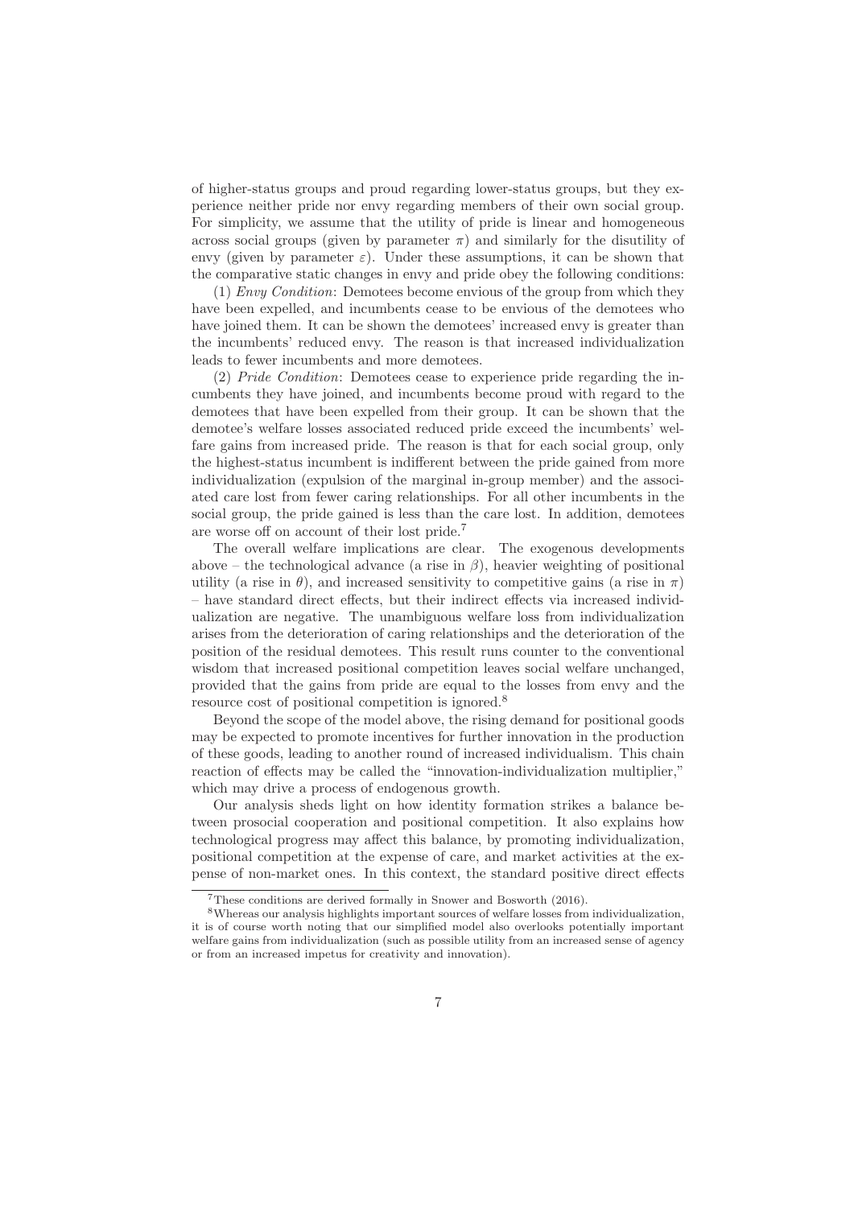of higher-status groups and proud regarding lower-status groups, but they experience neither pride nor envy regarding members of their own social group. For simplicity, we assume that the utility of pride is linear and homogeneous across social groups (given by parameter $\pi$) and similarly for the disutility of envy (given by parameter $\varepsilon$). Under these assumptions, it can be shown that the comparative static changes in envy and pride obey the following conditions:

(1) *Envy Condition*: Demotees become envious of the group from which they have been expelled, and incumbents cease to be envious of the demotees who have joined them. It can be shown the demotees' increased envy is greater than the incumbents' reduced envy. The reason is that increased individualization leads to fewer incumbents and more demotees.

(2) *Pride Condition*: Demotees cease to experience pride regarding the incumbents they have joined, and incumbents become proud with regard to the demotees that have been expelled from their group. It can be shown that the demotee's welfare losses associated reduced pride exceed the incumbents' welfare gains from increased pride. The reason is that for each social group, only the highest-status incumbent is indifferent between the pride gained from more individualization (expulsion of the marginal in-group member) and the associated care lost from fewer caring relationships. For all other incumbents in the social group, the pride gained is less than the care lost. In addition, demotees are worse off on account of their lost pride.[7]

The overall welfare implications are clear. The exogenous developments above – the technological advance (a rise in $\beta$), heavier weighting of positional utility (a rise in $\theta$), and increased sensitivity to competitive gains (a rise in $\pi$) – have standard direct effects, but their indirect effects via increased individualization are negative. The unambiguous welfare loss from individualization arises from the deterioration of caring relationships and the deterioration of the position of the residual demotees. This result runs counter to the conventional wisdom that increased positional competition leaves social welfare unchanged, provided that the gains from pride are equal to the losses from envy and the resource cost of positional competition is ignored.[8]

Beyond the scope of the model above, the rising demand for positional goods may be expected to promote incentives for further innovation in the production of these goods, leading to another round of increased individualism. This chain reaction of effects may be called the "innovation-individualization multiplier," which may drive a process of endogenous growth.

Our analysis sheds light on how identity formation strikes a balance between prosocial cooperation and positional competition. It also explains how technological progress may affect this balance, by promoting individualization, positional competition at the expense of care, and market activities at the expense of non-market ones. In this context, the standard positive direct effects

---

[7] These conditions are derived formally in Snower and Bosworth (2016).

[8] Whereas our analysis highlights important sources of welfare losses from individualization, it is of course worth noting that our simplified model also overlooks potentially important welfare gains from individualization (such as possible utility from an increased sense of agency or from an increased impetus for creativity and innovation).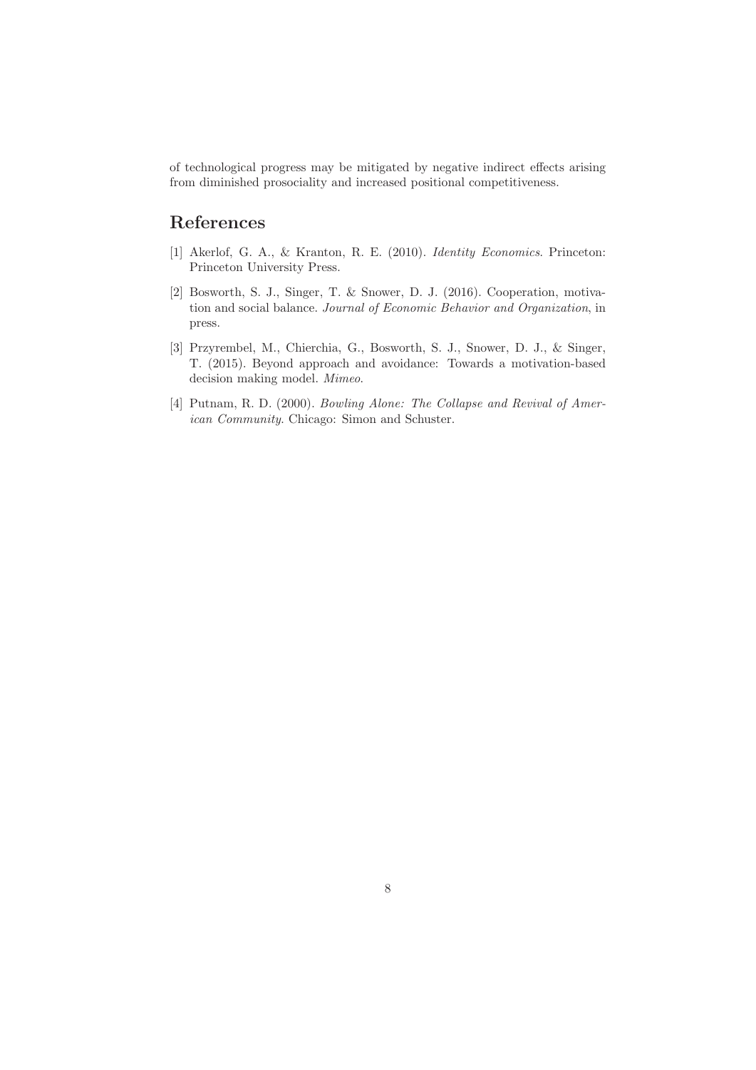of technological progress may be mitigated by negative indirect effects arising from diminished prosociality and increased positional competitiveness.

# References

[1] Akerlof, G. A., & Kranton, R. E. (2010). *Identity Economics*. Princeton: Princeton University Press.

[2] Bosworth, S. J., Singer, T. & Snower, D. J. (2016). Cooperation, motivation and social balance. *Journal of Economic Behavior and Organization*, in press.

[3] Przyrembel, M., Chierchia, G., Bosworth, S. J., Snower, D. J., & Singer, T. (2015). Beyond approach and avoidance: Towards a motivation-based decision making model. *Mimeo*.

[4] Putnam, R. D. (2000). *Bowling Alone: The Collapse and Revival of American Community*. Chicago: Simon and Schuster.